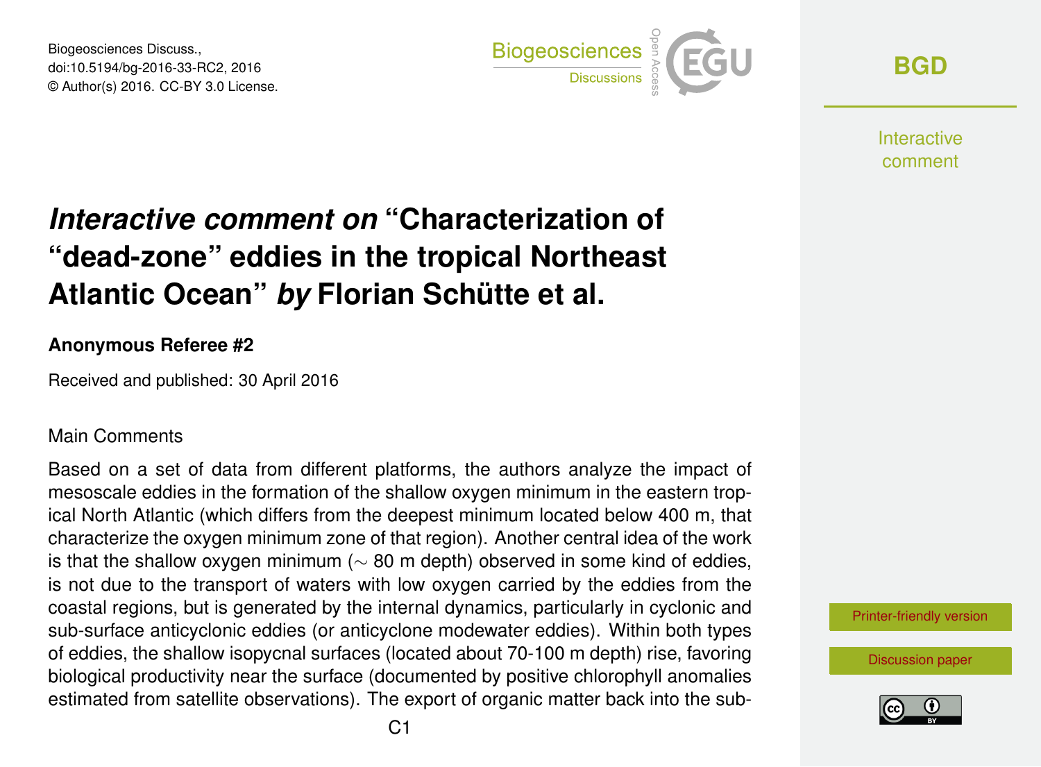Biogeosciences Discuss., doi:10.5194/bg-2016-33-RC2, 2016
© Author(s) 2016. CC-BY 3.0 License.

# *Interactive comment on* "Characterization of "dead-zone" eddies in the tropical Northeast Atlantic Ocean" *by* Florian Schütte et al.

### Anonymous Referee #2

Received and published: 30 April 2016

Main Comments

Based on a set of data from different platforms, the authors analyze the impact of mesoscale eddies in the formation of the shallow oxygen minimum in the eastern tropical North Atlantic (which differs from the deepest minimum located below 400 m, that characterize the oxygen minimum zone of that region). Another central idea of the work is that the shallow oxygen minimum ($\sim$ 80 m depth) observed in some kind of eddies, is not due to the transport of waters with low oxygen carried by the eddies from the coastal regions, but is generated by the internal dynamics, particularly in cyclonic and sub-surface anticyclonic eddies (or anticyclone modewater eddies). Within both types of eddies, the shallow isopycnal surfaces (located about 70-100 m depth) rise, favoring biological productivity near the surface (documented by positive chlorophyll anomalies estimated from satellite observations). The export of organic matter back into the sub-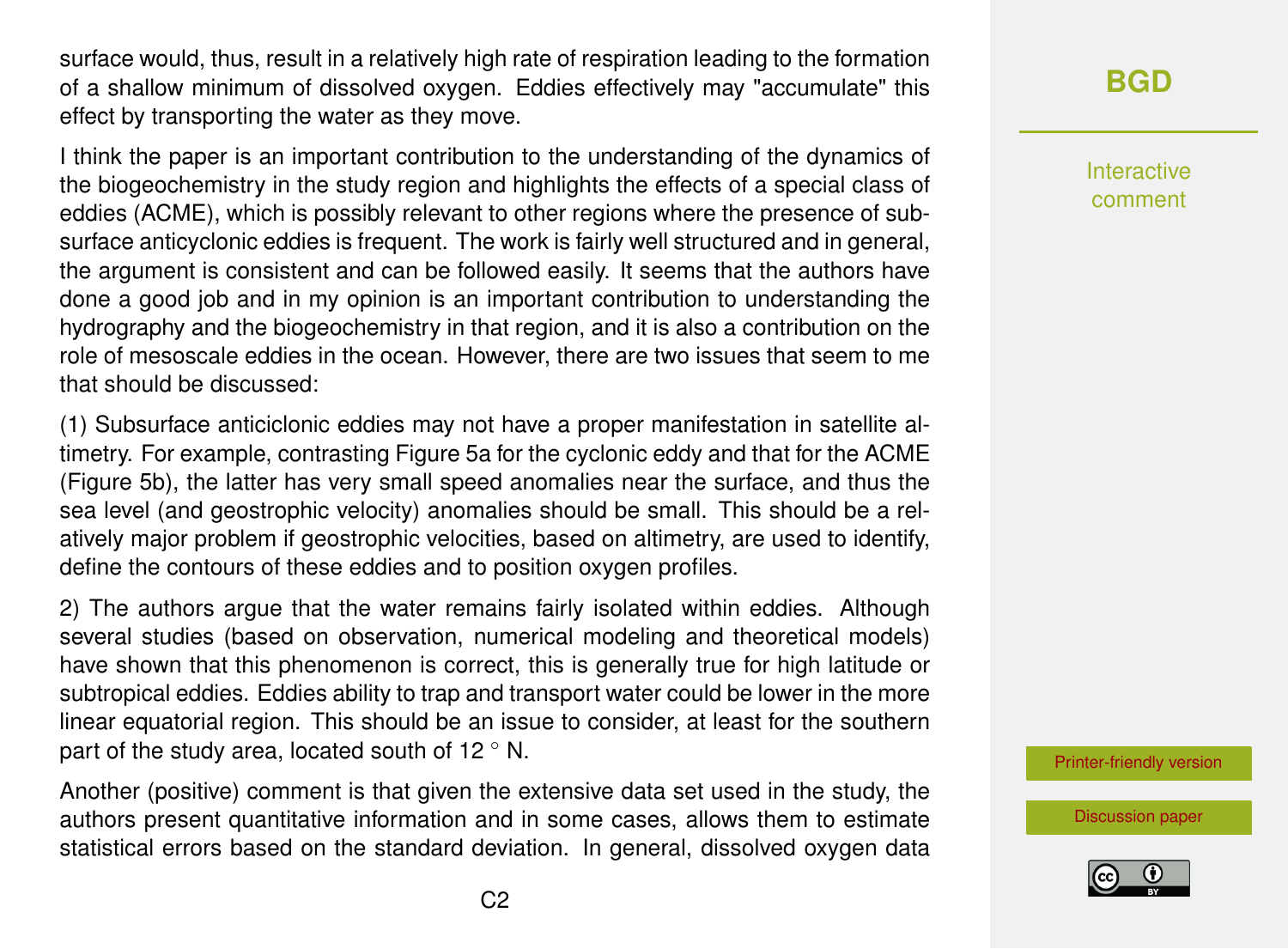surface would, thus, result in a relatively high rate of respiration leading to the formation of a shallow minimum of dissolved oxygen. Eddies effectively may "accumulate" this effect by transporting the water as they move.

I think the paper is an important contribution to the understanding of the dynamics of the biogeochemistry in the study region and highlights the effects of a special class of eddies (ACME), which is possibly relevant to other regions where the presence of subsurface anticyclonic eddies is frequent. The work is fairly well structured and in general, the argument is consistent and can be followed easily. It seems that the authors have done a good job and in my opinion is an important contribution to understanding the hydrography and the biogeochemistry in that region, and it is also a contribution on the role of mesoscale eddies in the ocean. However, there are two issues that seem to me that should be discussed:

(1) Subsurface anticiclonic eddies may not have a proper manifestation in satellite altimetry. For example, contrasting Figure 5a for the cyclonic eddy and that for the ACME (Figure 5b), the latter has very small speed anomalies near the surface, and thus the sea level (and geostrophic velocity) anomalies should be small. This should be a relatively major problem if geostrophic velocities, based on altimetry, are used to identify, define the contours of these eddies and to position oxygen profiles.

2) The authors argue that the water remains fairly isolated within eddies. Although several studies (based on observation, numerical modeling and theoretical models) have shown that this phenomenon is correct, this is generally true for high latitude or subtropical eddies. Eddies ability to trap and transport water could be lower in the more linear equatorial region. This should be an issue to consider, at least for the southern part of the study area, located south of 12 ° N.

Another (positive) comment is that given the extensive data set used in the study, the authors present quantitative information and in some cases, allows them to estimate statistical errors based on the standard deviation. In general, dissolved oxygen data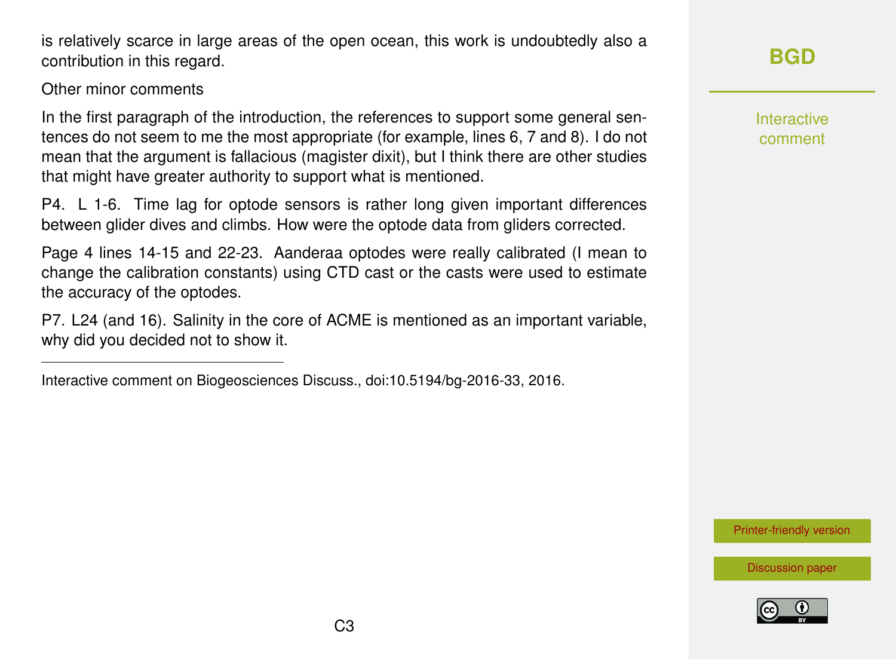is relatively scarce in large areas of the open ocean, this work is undoubtedly also a contribution in this regard.

Other minor comments

In the first paragraph of the introduction, the references to support some general sentences do not seem to me the most appropriate (for example, lines 6, 7 and 8). I do not mean that the argument is fallacious (magister dixit), but I think there are other studies that might have greater authority to support what is mentioned.

P4. L 1-6. Time lag for optode sensors is rather long given important differences between glider dives and climbs. How were the optode data from gliders corrected.

Page 4 lines 14-15 and 22-23. Aanderaa optodes were really calibrated (I mean to change the calibration constants) using CTD cast or the casts were used to estimate the accuracy of the optodes.

P7. L24 (and 16). Salinity in the core of ACME is mentioned as an important variable, why did you decided not to show it.

---

Interactive comment on Biogeosciences Discuss., doi:10.5194/bg-2016-33, 2016.